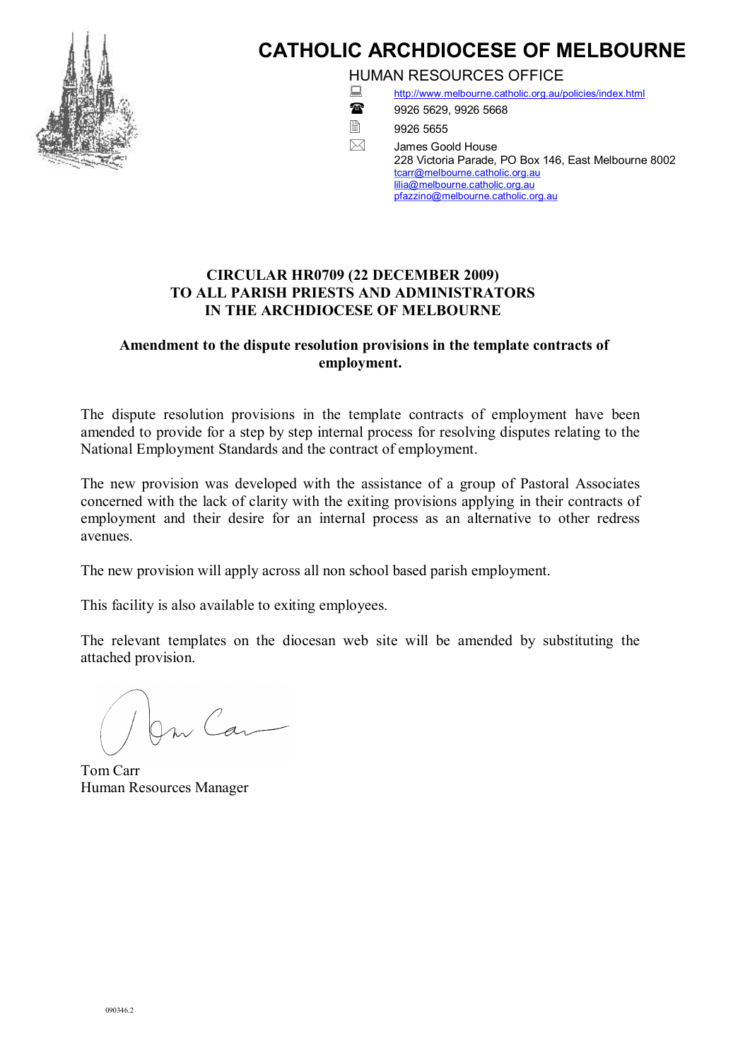# CATHOLIC ARCHDIOCESE OF MELBOURNE

HUMAN RESOURCES OFFICE

http://www.melbourne.catholic.org.au/policies/index.html

9926 5629, 9926 5668

9926 5655

James Goold House
228 Victoria Parade, PO Box 146, East Melbourne 8002
tcarr@melbourne.catholic.org.au
lilia@melbourne.catholic.org.au
pfazzino@melbourne.catholic.org.au

**CIRCULAR HR0709 (22 DECEMBER 2009)**
**TO ALL PARISH PRIESTS AND ADMINISTRATORS**
**IN THE ARCHDIOCESE OF MELBOURNE**

**Amendment to the dispute resolution provisions in the template contracts of employment.**

The dispute resolution provisions in the template contracts of employment have been amended to provide for a step by step internal process for resolving disputes relating to the National Employment Standards and the contract of employment.

The new provision was developed with the assistance of a group of Pastoral Associates concerned with the lack of clarity with the exiting provisions applying in their contracts of employment and their desire for an internal process as an alternative to other redress avenues.

The new provision will apply across all non school based parish employment.

This facility is also available to exiting employees.

The relevant templates on the diocesan web site will be amended by substituting the attached provision.

Tom Carr
Human Resources Manager

090346.2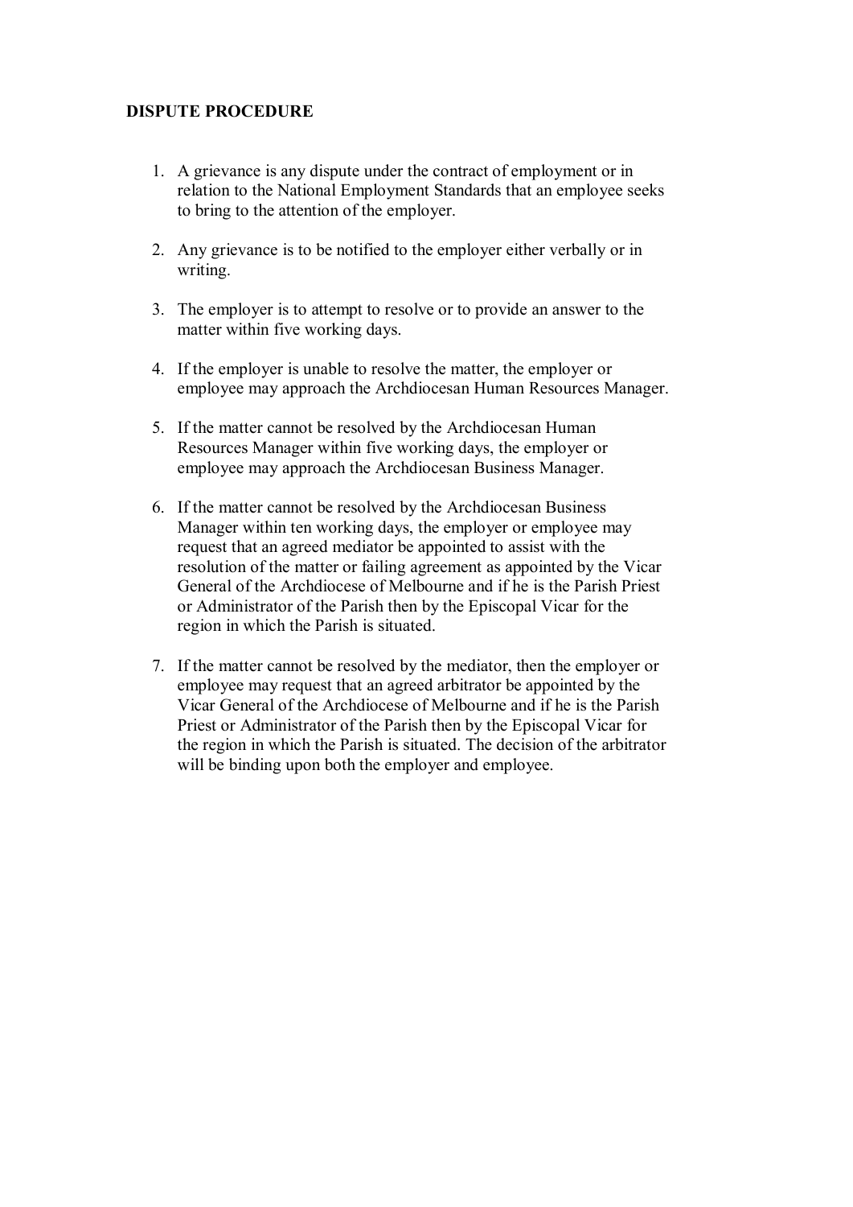**DISPUTE PROCEDURE**

1. A grievance is any dispute under the contract of employment or in relation to the National Employment Standards that an employee seeks to bring to the attention of the employer.

2. Any grievance is to be notified to the employer either verbally or in writing.

3. The employer is to attempt to resolve or to provide an answer to the matter within five working days.

4. If the employer is unable to resolve the matter, the employer or employee may approach the Archdiocesan Human Resources Manager.

5. If the matter cannot be resolved by the Archdiocesan Human Resources Manager within five working days, the employer or employee may approach the Archdiocesan Business Manager.

6. If the matter cannot be resolved by the Archdiocesan Business Manager within ten working days, the employer or employee may request that an agreed mediator be appointed to assist with the resolution of the matter or failing agreement as appointed by the Vicar General of the Archdiocese of Melbourne and if he is the Parish Priest or Administrator of the Parish then by the Episcopal Vicar for the region in which the Parish is situated.

7. If the matter cannot be resolved by the mediator, then the employer or employee may request that an agreed arbitrator be appointed by the Vicar General of the Archdiocese of Melbourne and if he is the Parish Priest or Administrator of the Parish then by the Episcopal Vicar for the region in which the Parish is situated. The decision of the arbitrator will be binding upon both the employer and employee.